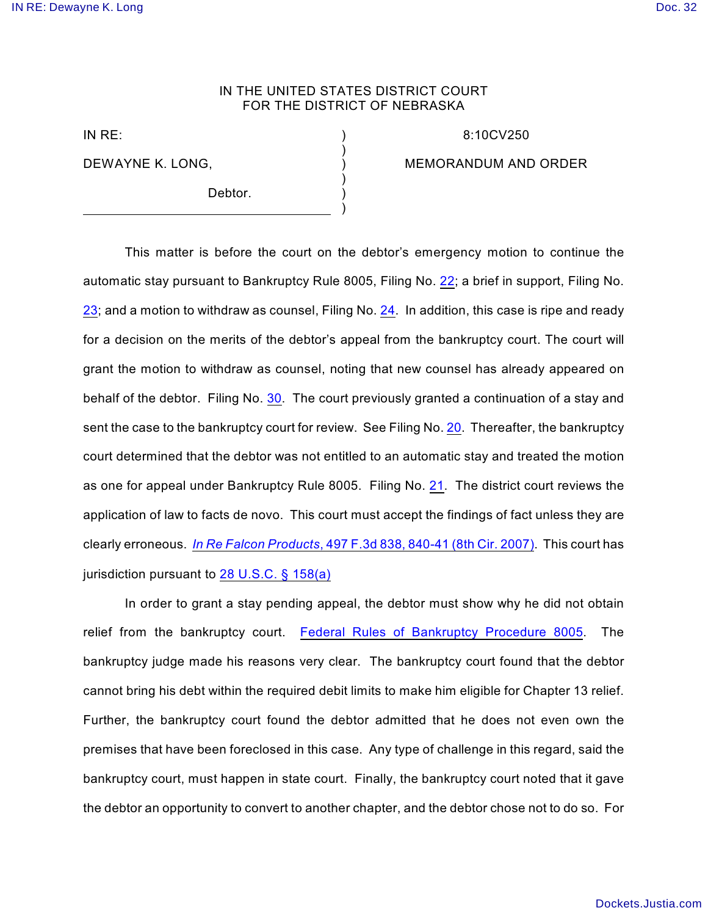IN THE UNITED STATES DISTRICT COURT
FOR THE DISTRICT OF NEBRASKA

| | | |
|---|---|---|
| IN RE: | ) | 8:10CV250 |
| | ) | |
| DEWAYNE K. LONG, | ) | MEMORANDUM AND ORDER |
| | ) | |
| Debtor. | ) | |
| | ) | |

This matter is before the court on the debtor's emergency motion to continue the automatic stay pursuant to Bankruptcy Rule 8005, Filing No. 22; a brief in support, Filing No. 23; and a motion to withdraw as counsel, Filing No. 24. In addition, this case is ripe and ready for a decision on the merits of the debtor's appeal from the bankruptcy court. The court will grant the motion to withdraw as counsel, noting that new counsel has already appeared on behalf of the debtor. Filing No. 30. The court previously granted a continuation of a stay and sent the case to the bankruptcy court for review. See Filing No. 20. Thereafter, the bankruptcy court determined that the debtor was not entitled to an automatic stay and treated the motion as one for appeal under Bankruptcy Rule 8005. Filing No. 21. The district court reviews the application of law to facts de novo. This court must accept the findings of fact unless they are clearly erroneous. *In Re Falcon Products*, 497 F.3d 838, 840-41 (8th Cir. 2007). This court has jurisdiction pursuant to 28 U.S.C. § 158(a)

In order to grant a stay pending appeal, the debtor must show why he did not obtain relief from the bankruptcy court. Federal Rules of Bankruptcy Procedure 8005. The bankruptcy judge made his reasons very clear. The bankruptcy court found that the debtor cannot bring his debt within the required debit limits to make him eligible for Chapter 13 relief. Further, the bankruptcy court found the debtor admitted that he does not even own the premises that have been foreclosed in this case. Any type of challenge in this regard, said the bankruptcy court, must happen in state court. Finally, the bankruptcy court noted that it gave the debtor an opportunity to convert to another chapter, and the debtor chose not to do so. For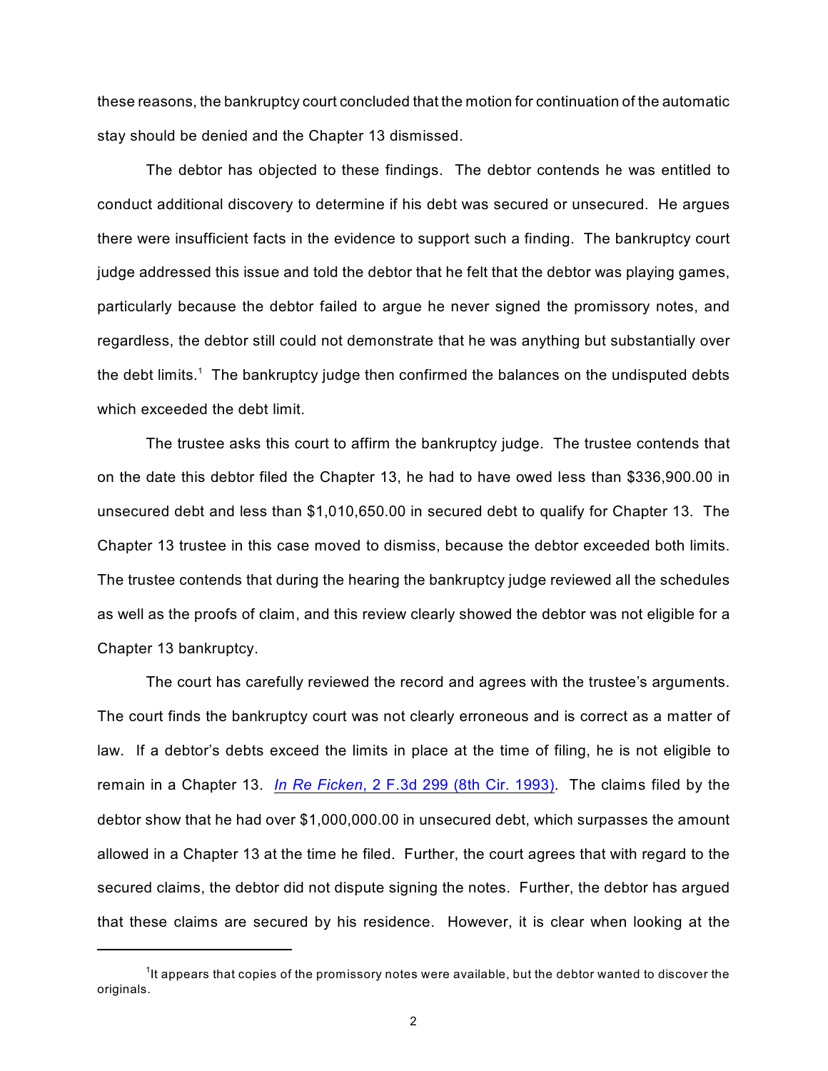these reasons, the bankruptcy court concluded that the motion for continuation of the automatic stay should be denied and the Chapter 13 dismissed.

The debtor has objected to these findings. The debtor contends he was entitled to conduct additional discovery to determine if his debt was secured or unsecured. He argues there were insufficient facts in the evidence to support such a finding. The bankruptcy court judge addressed this issue and told the debtor that he felt that the debtor was playing games, particularly because the debtor failed to argue he never signed the promissory notes, and regardless, the debtor still could not demonstrate that he was anything but substantially over the debt limits.[1] The bankruptcy judge then confirmed the balances on the undisputed debts which exceeded the debt limit.

The trustee asks this court to affirm the bankruptcy judge. The trustee contends that on the date this debtor filed the Chapter 13, he had to have owed less than $336,900.00 in unsecured debt and less than $1,010,650.00 in secured debt to qualify for Chapter 13. The Chapter 13 trustee in this case moved to dismiss, because the debtor exceeded both limits. The trustee contends that during the hearing the bankruptcy judge reviewed all the schedules as well as the proofs of claim, and this review clearly showed the debtor was not eligible for a Chapter 13 bankruptcy.

The court has carefully reviewed the record and agrees with the trustee's arguments. The court finds the bankruptcy court was not clearly erroneous and is correct as a matter of law. If a debtor's debts exceed the limits in place at the time of filing, he is not eligible to remain in a Chapter 13. *In Re Ficken*, 2 F.3d 299 (8th Cir. 1993). The claims filed by the debtor show that he had over $1,000,000.00 in unsecured debt, which surpasses the amount allowed in a Chapter 13 at the time he filed. Further, the court agrees that with regard to the secured claims, the debtor did not dispute signing the notes. Further, the debtor has argued that these claims are secured by his residence. However, it is clear when looking at the

---

[1] It appears that copies of the promissory notes were available, but the debtor wanted to discover the originals.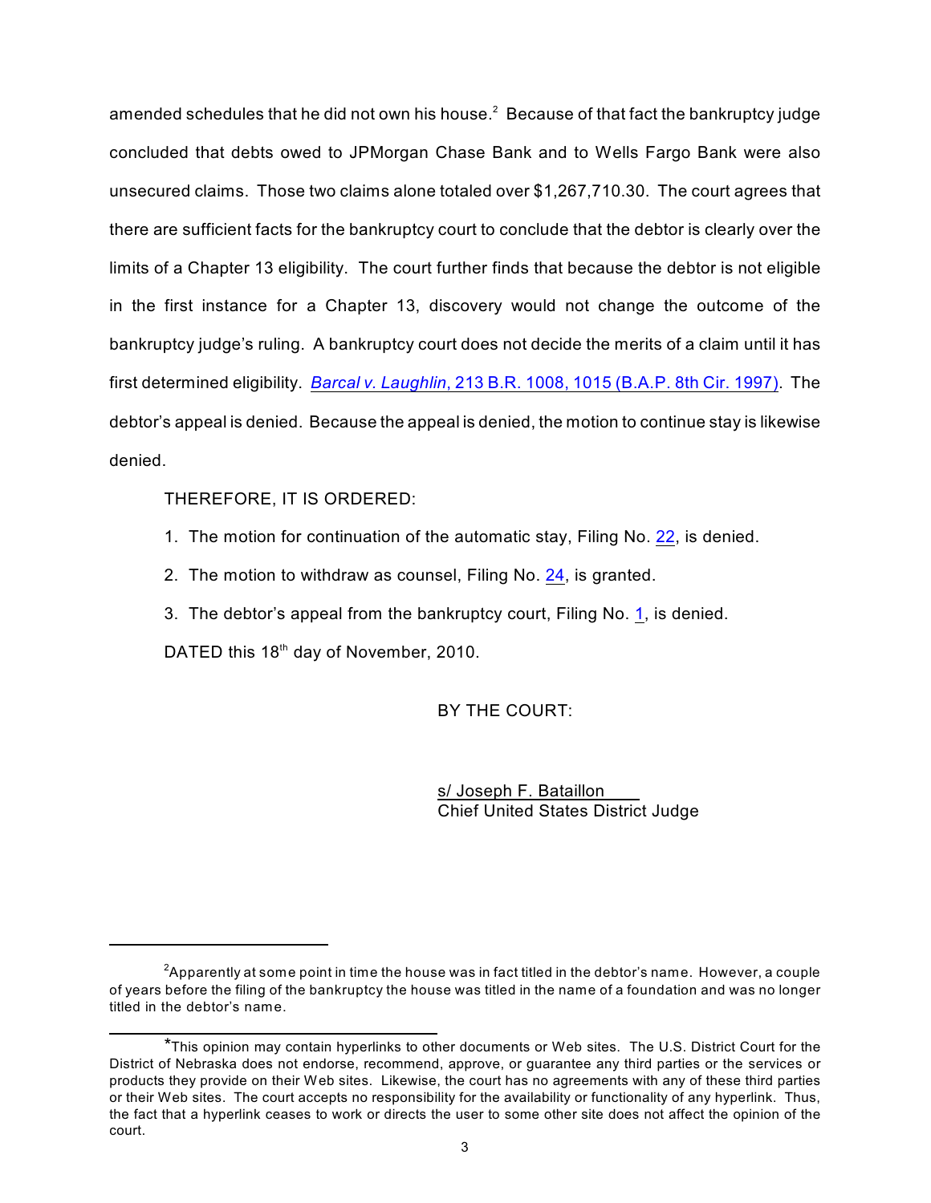amended schedules that he did not own his house.[2] Because of that fact the bankruptcy judge concluded that debts owed to JPMorgan Chase Bank and to Wells Fargo Bank were also unsecured claims. Those two claims alone totaled over $1,267,710.30. The court agrees that there are sufficient facts for the bankruptcy court to conclude that the debtor is clearly over the limits of a Chapter 13 eligibility. The court further finds that because the debtor is not eligible in the first instance for a Chapter 13, discovery would not change the outcome of the bankruptcy judge's ruling. A bankruptcy court does not decide the merits of a claim until it has first determined eligibility. *Barcal v. Laughlin*, 213 B.R. 1008, 1015 (B.A.P. 8th Cir. 1997). The debtor's appeal is denied. Because the appeal is denied, the motion to continue stay is likewise denied.

THEREFORE, IT IS ORDERED:

1. The motion for continuation of the automatic stay, Filing No. 22, is denied.
2. The motion to withdraw as counsel, Filing No. 24, is granted.
3. The debtor's appeal from the bankruptcy court, Filing No. 1, is denied.

DATED this 18th day of November, 2010.

BY THE COURT:

s/ Joseph F. Bataillon
Chief United States District Judge

---

[2] Apparently at some point in time the house was in fact titled in the debtor's name. However, a couple of years before the filing of the bankruptcy the house was titled in the name of a foundation and was no longer titled in the debtor's name.

*This opinion may contain hyperlinks to other documents or Web sites. The U.S. District Court for the District of Nebraska does not endorse, recommend, approve, or guarantee any third parties or the services or products they provide on their Web sites. Likewise, the court has no agreements with any of these third parties or their Web sites. The court accepts no responsibility for the availability or functionality of any hyperlink. Thus, the fact that a hyperlink ceases to work or directs the user to some other site does not affect the opinion of the court.